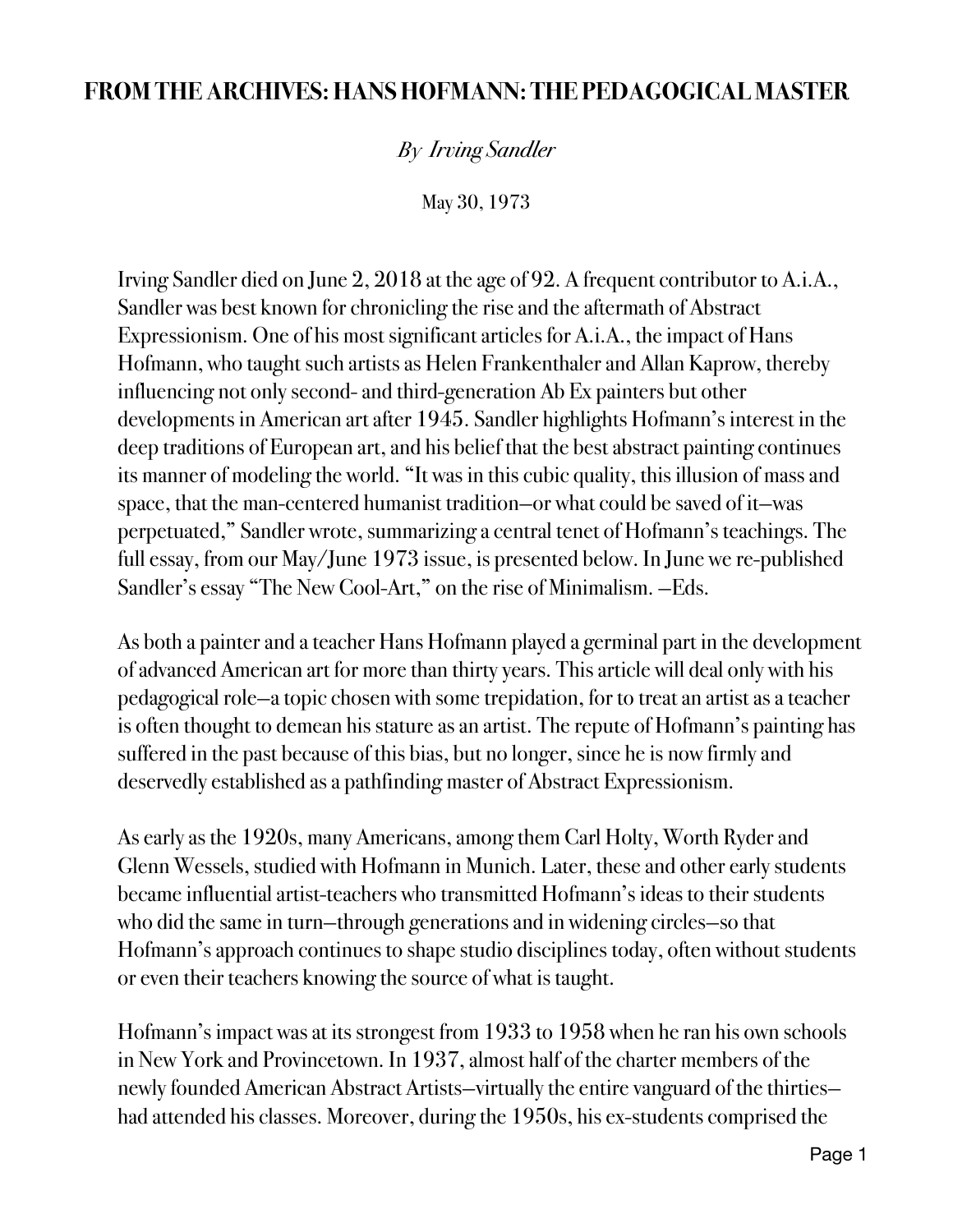# FROM THE ARCHIVES: HANS HOFMANN: THE PEDAGOGICAL MASTER

*By Irving Sandler*

May 30, 1973

Irving Sandler died on June 2, 2018 at the age of 92. A frequent contributor to A.i.A., Sandler was best known for chronicling the rise and the aftermath of Abstract Expressionism. One of his most significant articles for A.i.A., the impact of Hans Hofmann, who taught such artists as Helen Frankenthaler and Allan Kaprow, thereby influencing not only second- and third-generation Ab Ex painters but other developments in American art after 1945. Sandler highlights Hofmann's interest in the deep traditions of European art, and his belief that the best abstract painting continues its manner of modeling the world. "It was in this cubic quality, this illusion of mass and space, that the man-centered humanist tradition—or what could be saved of it—was perpetuated," Sandler wrote, summarizing a central tenet of Hofmann's teachings. The full essay, from our May/June 1973 issue, is presented below. In June we re-published Sandler's essay "The New Cool-Art," on the rise of Minimalism. —Eds.

As both a painter and a teacher Hans Hofmann played a germinal part in the development of advanced American art for more than thirty years. This article will deal only with his pedagogical role—a topic chosen with some trepidation, for to treat an artist as a teacher is often thought to demean his stature as an artist. The repute of Hofmann's painting has suffered in the past because of this bias, but no longer, since he is now firmly and deservedly established as a pathfinding master of Abstract Expressionism.

As early as the 1920s, many Americans, among them Carl Holty, Worth Ryder and Glenn Wessels, studied with Hofmann in Munich. Later, these and other early students became influential artist-teachers who transmitted Hofmann's ideas to their students who did the same in turn—through generations and in widening circles—so that Hofmann's approach continues to shape studio disciplines today, often without students or even their teachers knowing the source of what is taught.

Hofmann's impact was at its strongest from 1933 to 1958 when he ran his own schools in New York and Provincetown. In 1937, almost half of the charter members of the newly founded American Abstract Artists—virtually the entire vanguard of the thirties—had attended his classes. Moreover, during the 1950s, his ex-students comprised the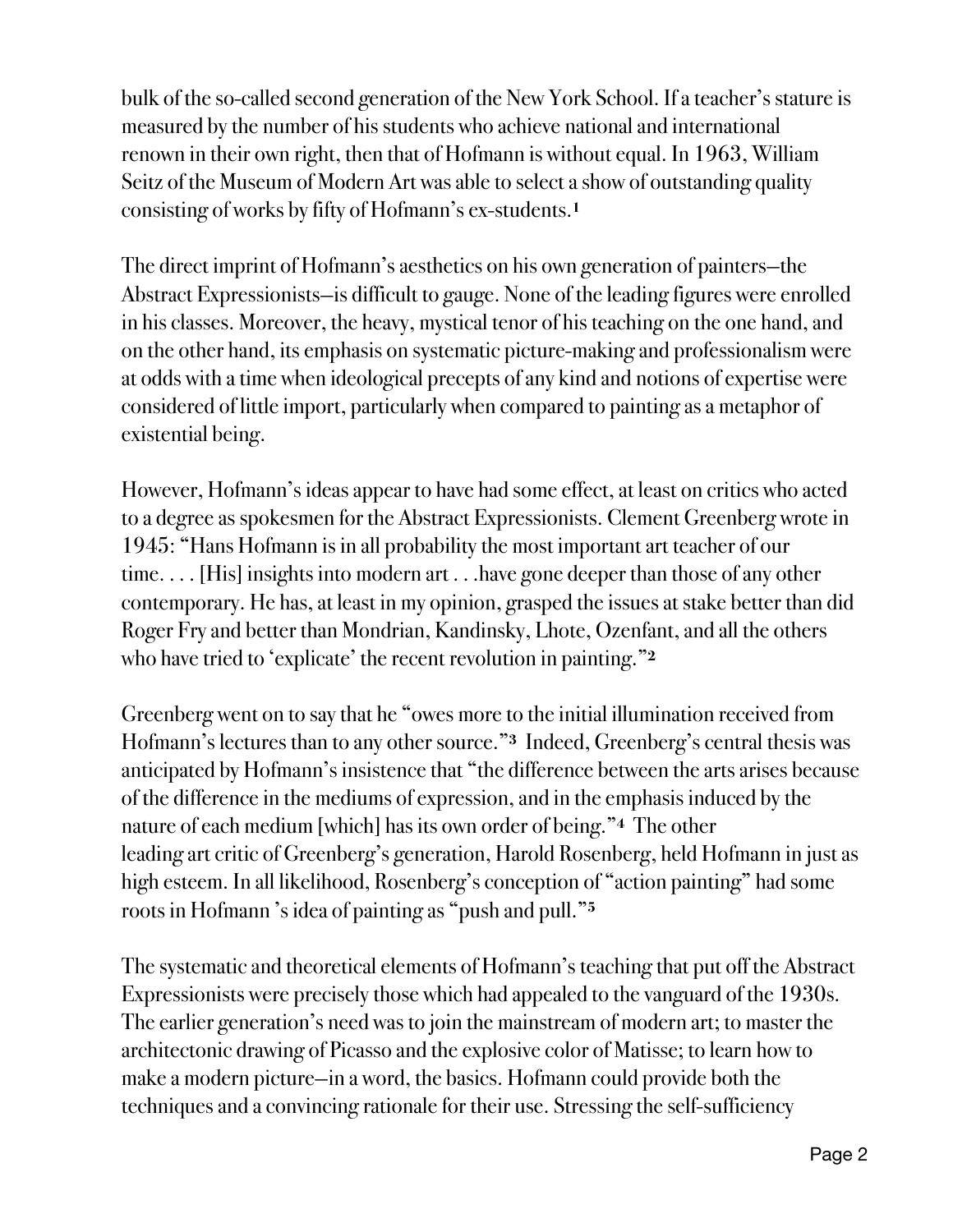bulk of the so-called second generation of the New York School. If a teacher's stature is measured by the number of his students who achieve national and international renown in their own right, then that of Hofmann is without equal. In 1963, William Seitz of the Museum of Modern Art was able to select a show of outstanding quality consisting of works by fifty of Hofmann's ex-students.[1]

The direct imprint of Hofmann's aesthetics on his own generation of painters—the Abstract Expressionists—is difficult to gauge. None of the leading figures were enrolled in his classes. Moreover, the heavy, mystical tenor of his teaching on the one hand, and on the other hand, its emphasis on systematic picture-making and professionalism were at odds with a time when ideological precepts of any kind and notions of expertise were considered of little import, particularly when compared to painting as a metaphor of existential being.

However, Hofmann's ideas appear to have had some effect, at least on critics who acted to a degree as spokesmen for the Abstract Expressionists. Clement Greenberg wrote in 1945: "Hans Hofmann is in all probability the most important art teacher of our time. . . . [His] insights into modern art . . .have gone deeper than those of any other contemporary. He has, at least in my opinion, grasped the issues at stake better than did Roger Fry and better than Mondrian, Kandinsky, Lhote, Ozenfant, and all the others who have tried to 'explicate' the recent revolution in painting."[2]

Greenberg went on to say that he "owes more to the initial illumination received from Hofmann's lectures than to any other source."[3] Indeed, Greenberg's central thesis was anticipated by Hofmann's insistence that "the difference between the arts arises because of the difference in the mediums of expression, and in the emphasis induced by the nature of each medium [which] has its own order of being."[4] The other leading art critic of Greenberg's generation, Harold Rosenberg, held Hofmann in just as high esteem. In all likelihood, Rosenberg's conception of "action painting" had some roots in Hofmann 's idea of painting as "push and pull."[5]

The systematic and theoretical elements of Hofmann's teaching that put off the Abstract Expressionists were precisely those which had appealed to the vanguard of the 1930s. The earlier generation's need was to join the mainstream of modern art; to master the architectonic drawing of Picasso and the explosive color of Matisse; to learn how to make a modern picture—in a word, the basics. Hofmann could provide both the techniques and a convincing rationale for their use. Stressing the self-sufficiency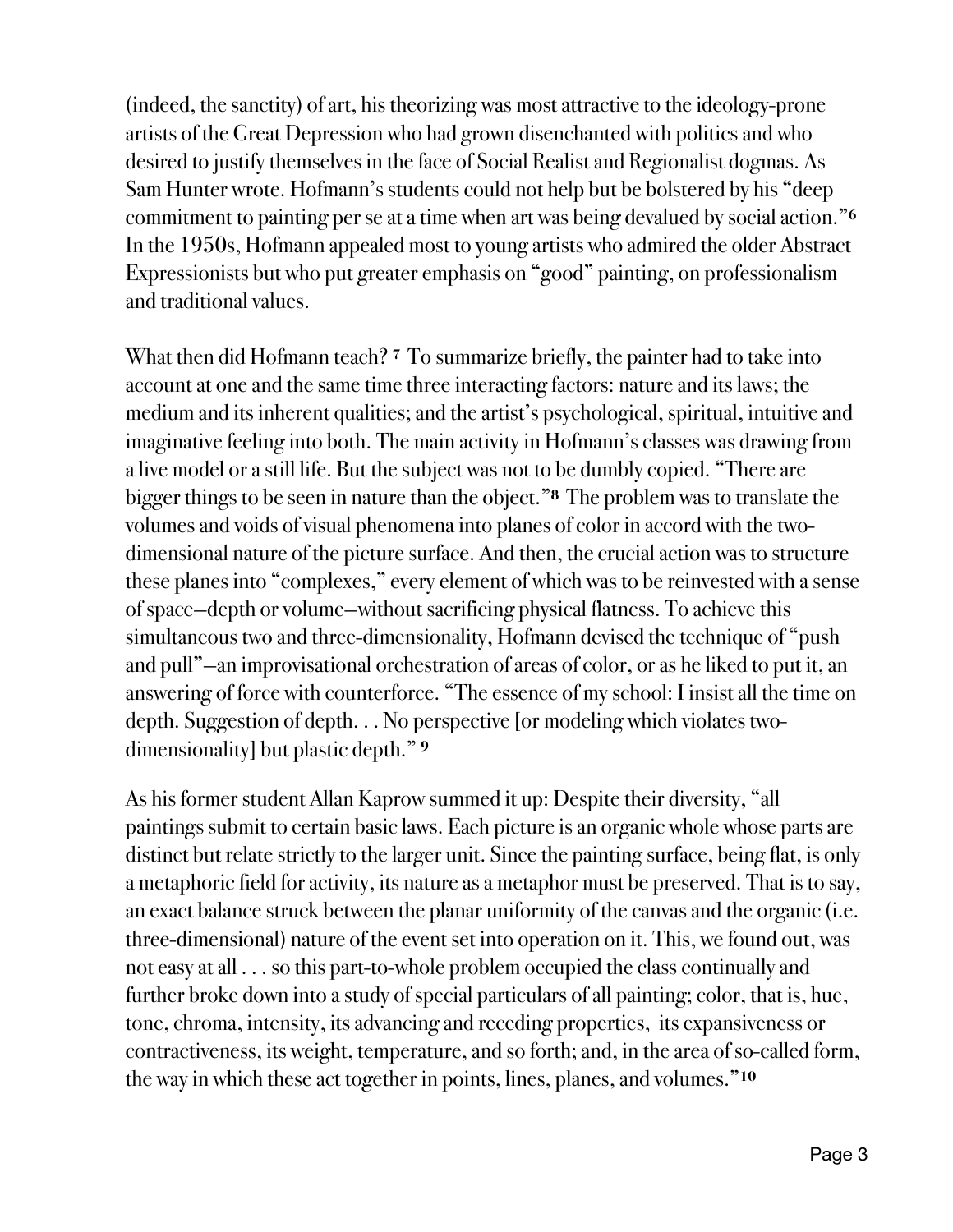(indeed, the sanctity) of art, his theorizing was most attractive to the ideology-prone artists of the Great Depression who had grown disenchanted with politics and who desired to justify themselves in the face of Social Realist and Regionalist dogmas. As Sam Hunter wrote. Hofmann's students could not help but be bolstered by his "deep commitment to painting per se at a time when art was being devalued by social action."[6] In the 1950s, Hofmann appealed most to young artists who admired the older Abstract Expressionists but who put greater emphasis on "good" painting, on professionalism and traditional values.

What then did Hofmann teach? [7] To summarize briefly, the painter had to take into account at one and the same time three interacting factors: nature and its laws; the medium and its inherent qualities; and the artist's psychological, spiritual, intuitive and imaginative feeling into both. The main activity in Hofmann's classes was drawing from a live model or a still life. But the subject was not to be dumbly copied. "There are bigger things to be seen in nature than the object."[8] The problem was to translate the volumes and voids of visual phenomena into planes of color in accord with the two-dimensional nature of the picture surface. And then, the crucial action was to structure these planes into "complexes," every element of which was to be reinvested with a sense of space—depth or volume—without sacrificing physical flatness. To achieve this simultaneous two and three-dimensionality, Hofmann devised the technique of "push and pull"—an improvisational orchestration of areas of color, or as he liked to put it, an answering of force with counterforce. "The essence of my school: I insist all the time on depth. Suggestion of depth. . . No perspective [or modeling which violates two-dimensionality] but plastic depth." [9]

As his former student Allan Kaprow summed it up: Despite their diversity, "all paintings submit to certain basic laws. Each picture is an organic whole whose parts are distinct but relate strictly to the larger unit. Since the painting surface, being flat, is only a metaphoric field for activity, its nature as a metaphor must be preserved. That is to say, an exact balance struck between the planar uniformity of the canvas and the organic (i.e. three-dimensional) nature of the event set into operation on it. This, we found out, was not easy at all . . . so this part-to-whole problem occupied the class continually and further broke down into a study of special particulars of all painting; color, that is, hue, tone, chroma, intensity, its advancing and receding properties, its expansiveness or contractiveness, its weight, temperature, and so forth; and, in the area of so-called form, the way in which these act together in points, lines, planes, and volumes."[10]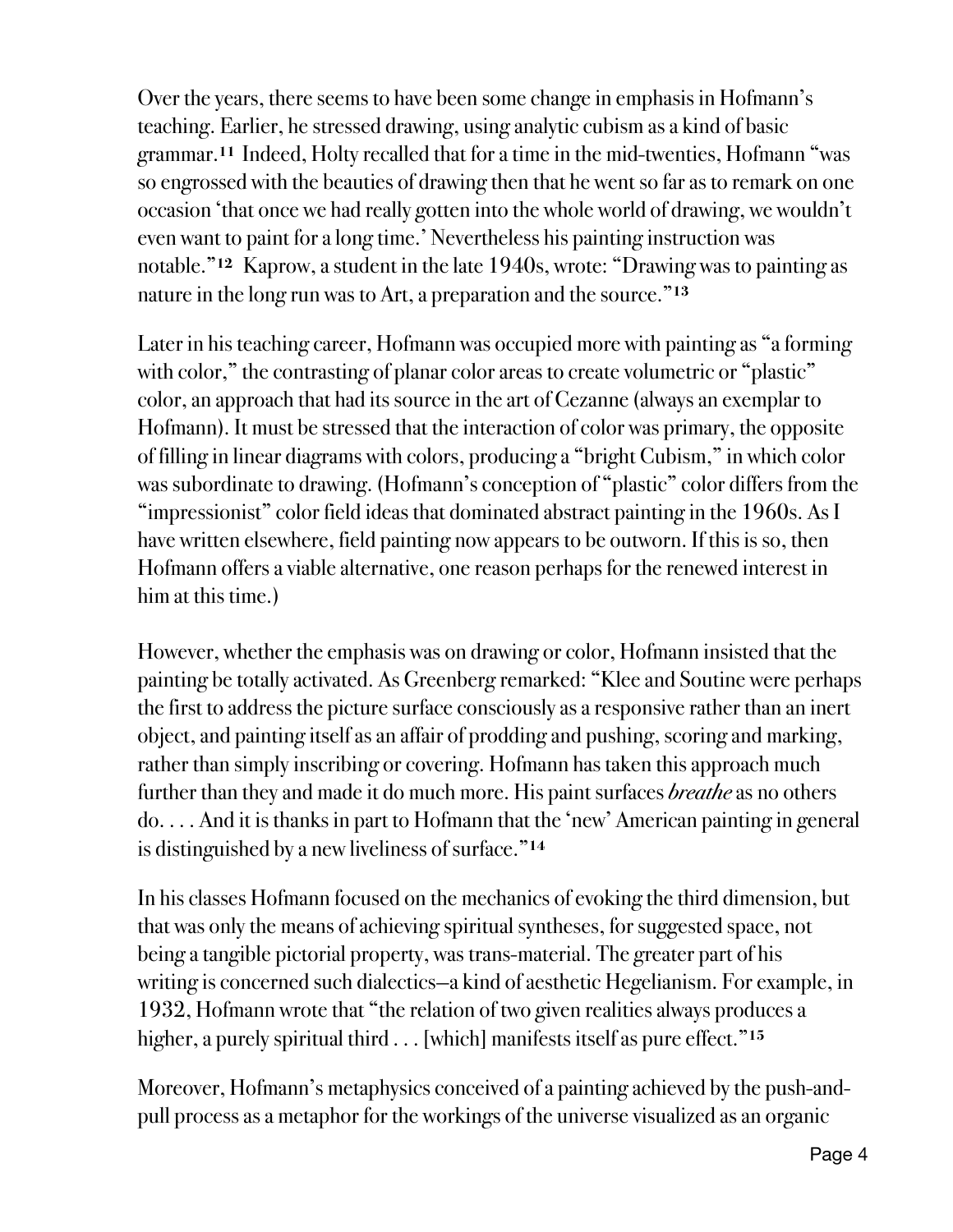Over the years, there seems to have been some change in emphasis in Hofmann's teaching. Earlier, he stressed drawing, using analytic cubism as a kind of basic grammar.[11] Indeed, Holty recalled that for a time in the mid-twenties, Hofmann "was so engrossed with the beauties of drawing then that he went so far as to remark on one occasion 'that once we had really gotten into the whole world of drawing, we wouldn't even want to paint for a long time.' Nevertheless his painting instruction was notable."[12] Kaprow, a student in the late 1940s, wrote: "Drawing was to painting as nature in the long run was to Art, a preparation and the source."[13]

Later in his teaching career, Hofmann was occupied more with painting as "a forming with color," the contrasting of planar color areas to create volumetric or "plastic" color, an approach that had its source in the art of Cezanne (always an exemplar to Hofmann). It must be stressed that the interaction of color was primary, the opposite of filling in linear diagrams with colors, producing a "bright Cubism," in which color was subordinate to drawing. (Hofmann's conception of "plastic" color differs from the "impressionist" color field ideas that dominated abstract painting in the 1960s. As I have written elsewhere, field painting now appears to be outworn. If this is so, then Hofmann offers a viable alternative, one reason perhaps for the renewed interest in him at this time.)

However, whether the emphasis was on drawing or color, Hofmann insisted that the painting be totally activated. As Greenberg remarked: "Klee and Soutine were perhaps the first to address the picture surface consciously as a responsive rather than an inert object, and painting itself as an affair of prodding and pushing, scoring and marking, rather than simply inscribing or covering. Hofmann has taken this approach much further than they and made it do much more. His paint surfaces *breathe* as no others do. . . . And it is thanks in part to Hofmann that the 'new' American painting in general is distinguished by a new liveliness of surface."[14]

In his classes Hofmann focused on the mechanics of evoking the third dimension, but that was only the means of achieving spiritual syntheses, for suggested space, not being a tangible pictorial property, was trans-material. The greater part of his writing is concerned such dialectics–a kind of aesthetic Hegelianism. For example, in 1932, Hofmann wrote that "the relation of two given realities always produces a higher, a purely spiritual third . . . [which] manifests itself as pure effect."[15]

Moreover, Hofmann's metaphysics conceived of a painting achieved by the push-and-pull process as a metaphor for the workings of the universe visualized as an organic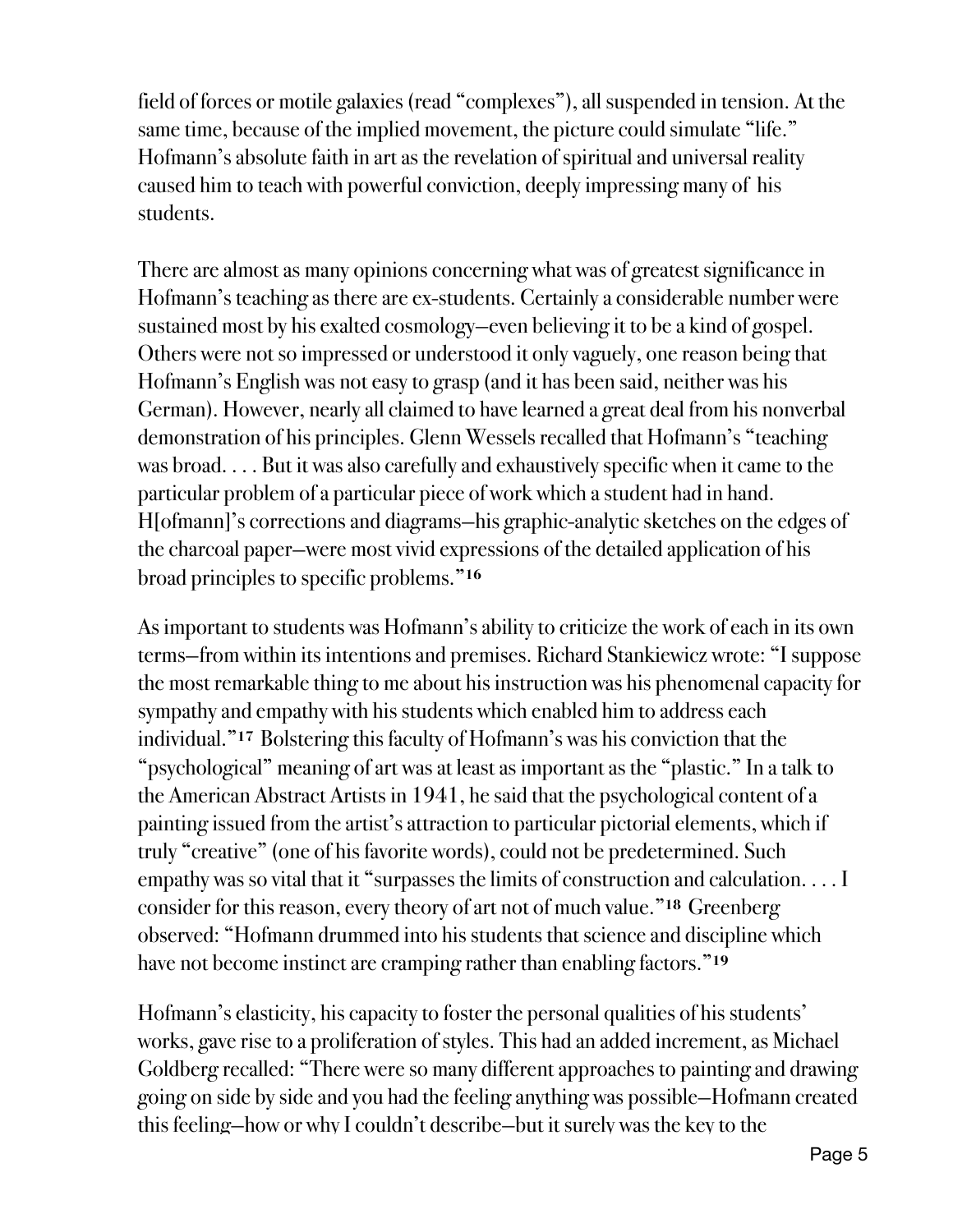field of forces or motile galaxies (read "complexes"), all suspended in tension. At the same time, because of the implied movement, the picture could simulate "life." Hofmann's absolute faith in art as the revelation of spiritual and universal reality caused him to teach with powerful conviction, deeply impressing many of his students.

There are almost as many opinions concerning what was of greatest significance in Hofmann's teaching as there are ex-students. Certainly a considerable number were sustained most by his exalted cosmology—even believing it to be a kind of gospel. Others were not so impressed or understood it only vaguely, one reason being that Hofmann's English was not easy to grasp (and it has been said, neither was his German). However, nearly all claimed to have learned a great deal from his nonverbal demonstration of his principles. Glenn Wessels recalled that Hofmann's "teaching was broad. . . . But it was also carefully and exhaustively specific when it came to the particular problem of a particular piece of work which a student had in hand. H[ofmann]'s corrections and diagrams—his graphic-analytic sketches on the edges of the charcoal paper—were most vivid expressions of the detailed application of his broad principles to specific problems."[16]

As important to students was Hofmann's ability to criticize the work of each in its own terms—from within its intentions and premises. Richard Stankiewicz wrote: "I suppose the most remarkable thing to me about his instruction was his phenomenal capacity for sympathy and empathy with his students which enabled him to address each individual."[17] Bolstering this faculty of Hofmann's was his conviction that the "psychological" meaning of art was at least as important as the "plastic." In a talk to the American Abstract Artists in 1941, he said that the psychological content of a painting issued from the artist's attraction to particular pictorial elements, which if truly "creative" (one of his favorite words), could not be predetermined. Such empathy was so vital that it "surpasses the limits of construction and calculation. . . . I consider for this reason, every theory of art not of much value."[18] Greenberg observed: "Hofmann drummed into his students that science and discipline which have not become instinct are cramping rather than enabling factors."[19]

Hofmann's elasticity, his capacity to foster the personal qualities of his students' works, gave rise to a proliferation of styles. This had an added increment, as Michael Goldberg recalled: "There were so many different approaches to painting and drawing going on side by side and you had the feeling anything was possible—Hofmann created this feeling—how or why I couldn't describe—but it surely was the key to the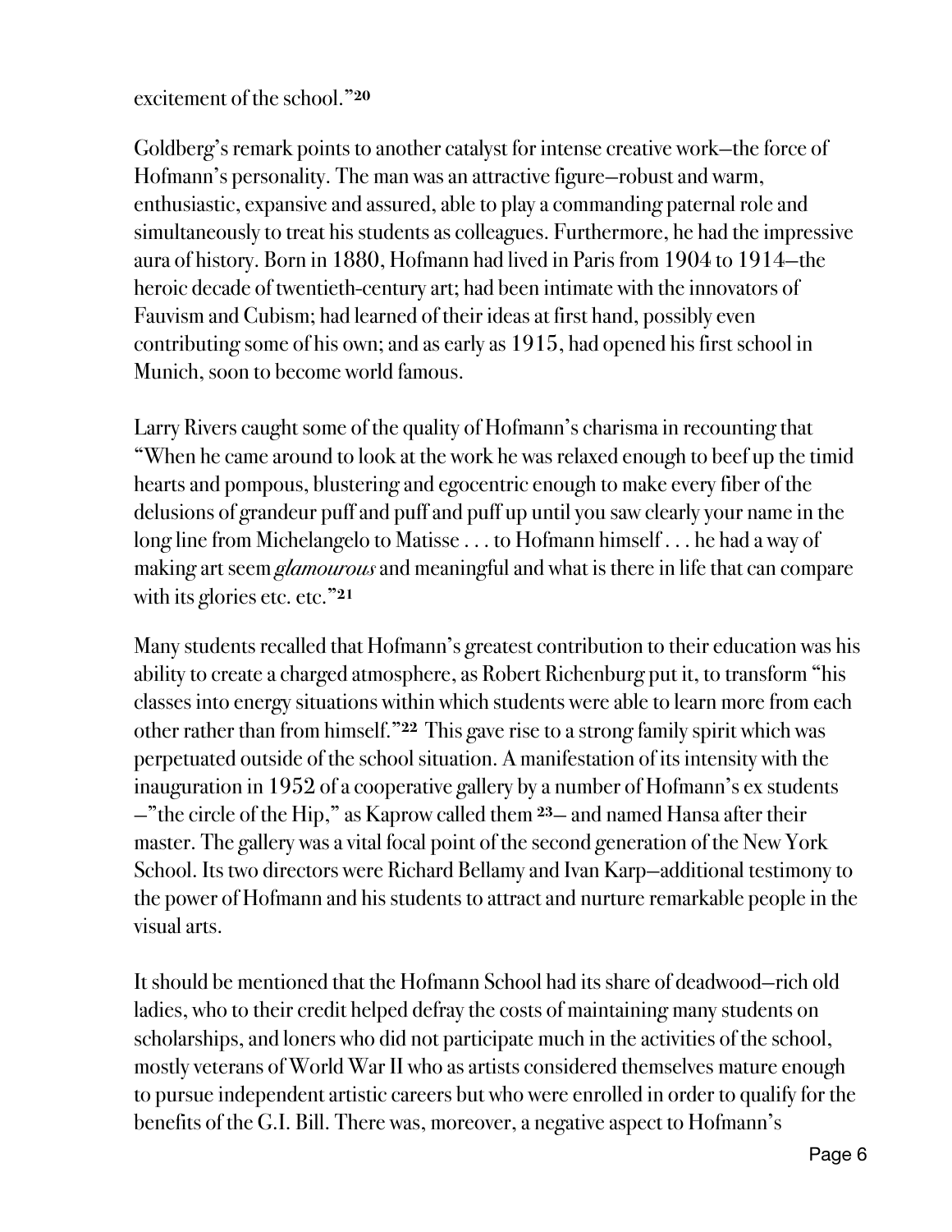excitement of the school."[20]

Goldberg's remark points to another catalyst for intense creative work—the force of Hofmann's personality. The man was an attractive figure—robust and warm, enthusiastic, expansive and assured, able to play a commanding paternal role and simultaneously to treat his students as colleagues. Furthermore, he had the impressive aura of history. Born in 1880, Hofmann had lived in Paris from 1904 to 1914—the heroic decade of twentieth-century art; had been intimate with the innovators of Fauvism and Cubism; had learned of their ideas at first hand, possibly even contributing some of his own; and as early as 1915, had opened his first school in Munich, soon to become world famous.

Larry Rivers caught some of the quality of Hofmann's charisma in recounting that "When he came around to look at the work he was relaxed enough to beef up the timid hearts and pompous, blustering and egocentric enough to make every fiber of the delusions of grandeur puff and puff and puff up until you saw clearly your name in the long line from Michelangelo to Matisse . . . to Hofmann himself . . . he had a way of making art seem *glamourous* and meaningful and what is there in life that can compare with its glories etc. etc."[21]

Many students recalled that Hofmann's greatest contribution to their education was his ability to create a charged atmosphere, as Robert Richenburg put it, to transform "his classes into energy situations within which students were able to learn more from each other rather than from himself."[22] This gave rise to a strong family spirit which was perpetuated outside of the school situation. A manifestation of its intensity with the inauguration in 1952 of a cooperative gallery by a number of Hofmann's ex students —"the circle of the Hip," as Kaprow called them[23]— and named Hansa after their master. The gallery was a vital focal point of the second generation of the New York School. Its two directors were Richard Bellamy and Ivan Karp—additional testimony to the power of Hofmann and his students to attract and nurture remarkable people in the visual arts.

It should be mentioned that the Hofmann School had its share of deadwood—rich old ladies, who to their credit helped defray the costs of maintaining many students on scholarships, and loners who did not participate much in the activities of the school, mostly veterans of World War II who as artists considered themselves mature enough to pursue independent artistic careers but who were enrolled in order to qualify for the benefits of the G.I. Bill. There was, moreover, a negative aspect to Hofmann's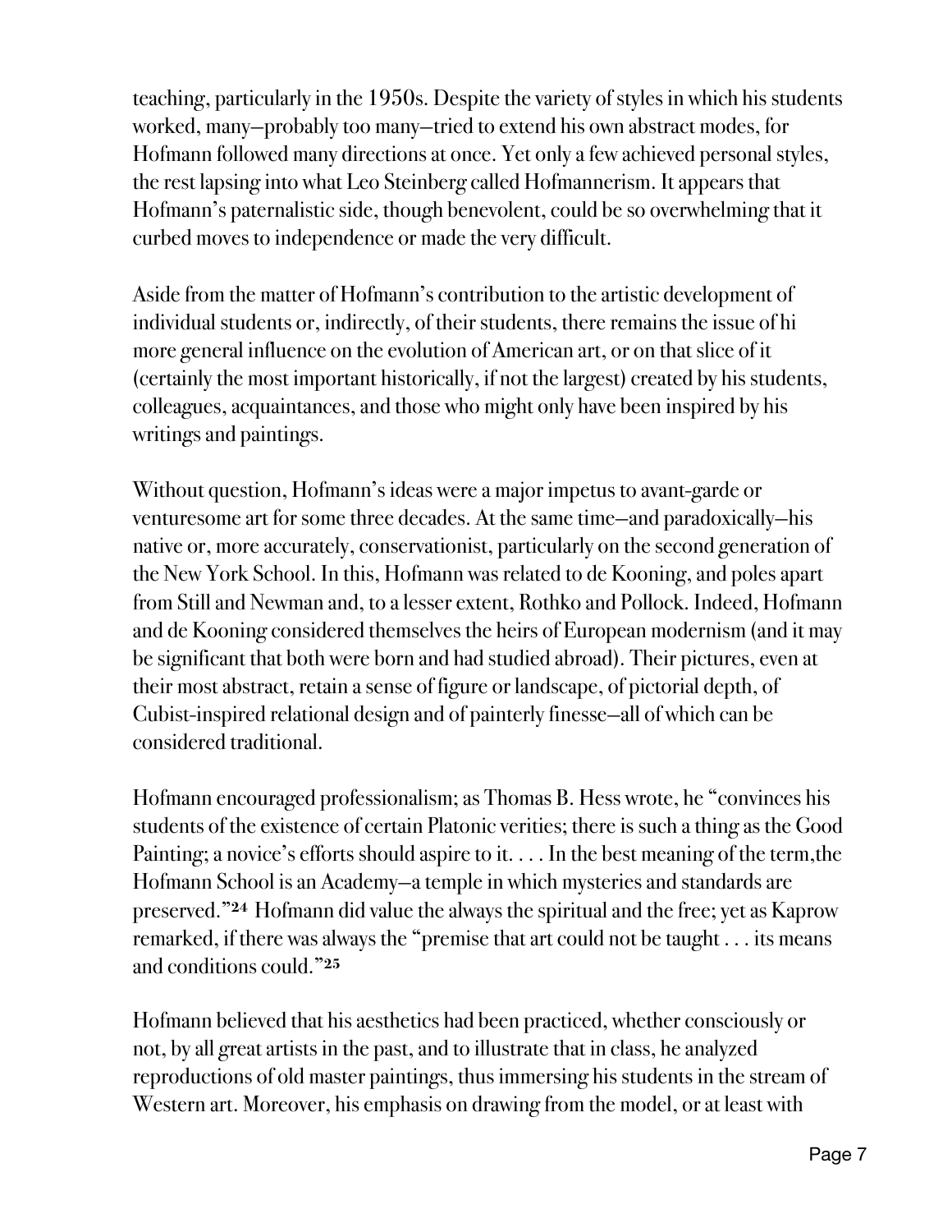teaching, particularly in the 1950s. Despite the variety of styles in which his students worked, many—probably too many—tried to extend his own abstract modes, for Hofmann followed many directions at once. Yet only a few achieved personal styles, the rest lapsing into what Leo Steinberg called Hofmannerism. It appears that Hofmann's paternalistic side, though benevolent, could be so overwhelming that it curbed moves to independence or made the very difficult.

Aside from the matter of Hofmann's contribution to the artistic development of individual students or, indirectly, of their students, there remains the issue of hi more general influence on the evolution of American art, or on that slice of it (certainly the most important historically, if not the largest) created by his students, colleagues, acquaintances, and those who might only have been inspired by his writings and paintings.

Without question, Hofmann's ideas were a major impetus to avant-garde or venturesome art for some three decades. At the same time—and paradoxically—his native or, more accurately, conservationist, particularly on the second generation of the New York School. In this, Hofmann was related to de Kooning, and poles apart from Still and Newman and, to a lesser extent, Rothko and Pollock. Indeed, Hofmann and de Kooning considered themselves the heirs of European modernism (and it may be significant that both were born and had studied abroad). Their pictures, even at their most abstract, retain a sense of figure or landscape, of pictorial depth, of Cubist-inspired relational design and of painterly finesse—all of which can be considered traditional.

Hofmann encouraged professionalism; as Thomas B. Hess wrote, he "convinces his students of the existence of certain Platonic verities; there is such a thing as the Good Painting; a novice's efforts should aspire to it. . . . In the best meaning of the term,the Hofmann School is an Academy—a temple in which mysteries and standards are preserved."[24] Hofmann did value the always the spiritual and the free; yet as Kaprow remarked, if there was always the "premise that art could not be taught . . . its means and conditions could."[25]

Hofmann believed that his aesthetics had been practiced, whether consciously or not, by all great artists in the past, and to illustrate that in class, he analyzed reproductions of old master paintings, thus immersing his students in the stream of Western art. Moreover, his emphasis on drawing from the model, or at least with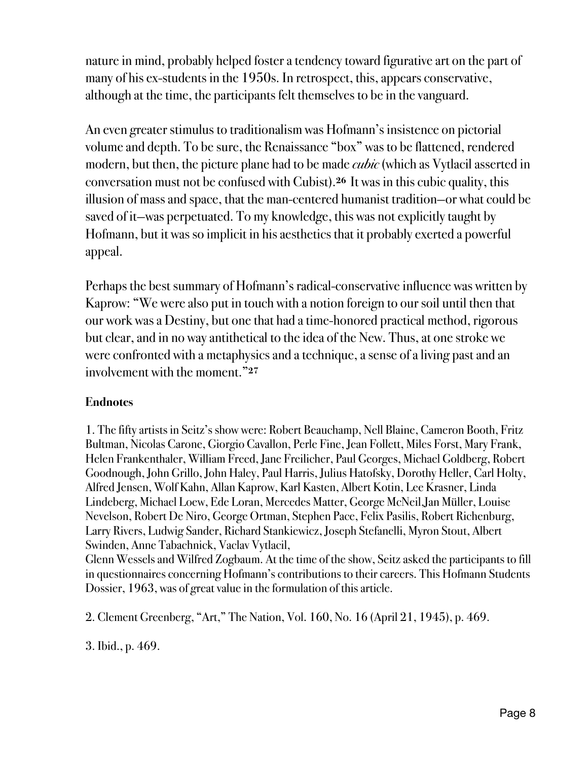nature in mind, probably helped foster a tendency toward figurative art on the part of many of his ex-students in the 1950s. In retrospect, this, appears conservative, although at the time, the participants felt themselves to be in the vanguard.

An even greater stimulus to traditionalism was Hofmann's insistence on pictorial volume and depth. To be sure, the Renaissance "box" was to be flattened, rendered modern, but then, the picture plane had to be made *cubic* (which as Vytlacil asserted in conversation must not be confused with Cubist).[26] It was in this cubic quality, this illusion of mass and space, that the man-centered humanist tradition—or what could be saved of it—was perpetuated. To my knowledge, this was not explicitly taught by Hofmann, but it was so implicit in his aesthetics that it probably exerted a powerful appeal.

Perhaps the best summary of Hofmann's radical-conservative influence was written by Kaprow: "We were also put in touch with a notion foreign to our soil until then that our work was a Destiny, but one that had a time-honored practical method, rigorous but clear, and in no way antithetical to the idea of the New. Thus, at one stroke we were confronted with a metaphysics and a technique, a sense of a living past and an involvement with the moment."[27]

**Endnotes**

1. The fifty artists in Seitz's show were: Robert Beauchamp, Nell Blaine, Cameron Booth, Fritz Bultman, Nicolas Carone, Giorgio Cavallon, Perle Fine, Jean Follett, Miles Forst, Mary Frank, Helen Frankenthaler, William Freed, Jane Freilicher, Paul Georges, Michael Goldberg, Robert Goodnough, John Grillo, John Haley, Paul Harris, Julius Hatofsky, Dorothy Heller, Carl Holty, Alfred Jensen, Wolf Kahn, Allan Kaprow, Karl Kasten, Albert Kotin, Lee Krasner, Linda Lindeberg, Michael Loew, Ede Loran, Mercedes Matter, George McNeil,Jan Müller, Louise Nevelson, Robert De Niro, George Ortman, Stephen Pace, Felix Pasilis, Robert Richenburg, Larry Rivers, Ludwig Sander, Richard Stankiewicz, Joseph Stefanelli, Myron Stout, Albert Swinden, Anne Tabachnick, Vaclav Vytlacil,
Glenn Wessels and Wilfred Zogbaum. At the time of the show, Seitz asked the participants to fill in questionnaires concerning Hofmann's contributions to their careers. This Hofmann Students Dossier, 1963, was of great value in the formulation of this article.

2. Clement Greenberg, "Art," The Nation, Vol. 160, No. 16 (April 21, 1945), p. 469.

3. Ibid., p. 469.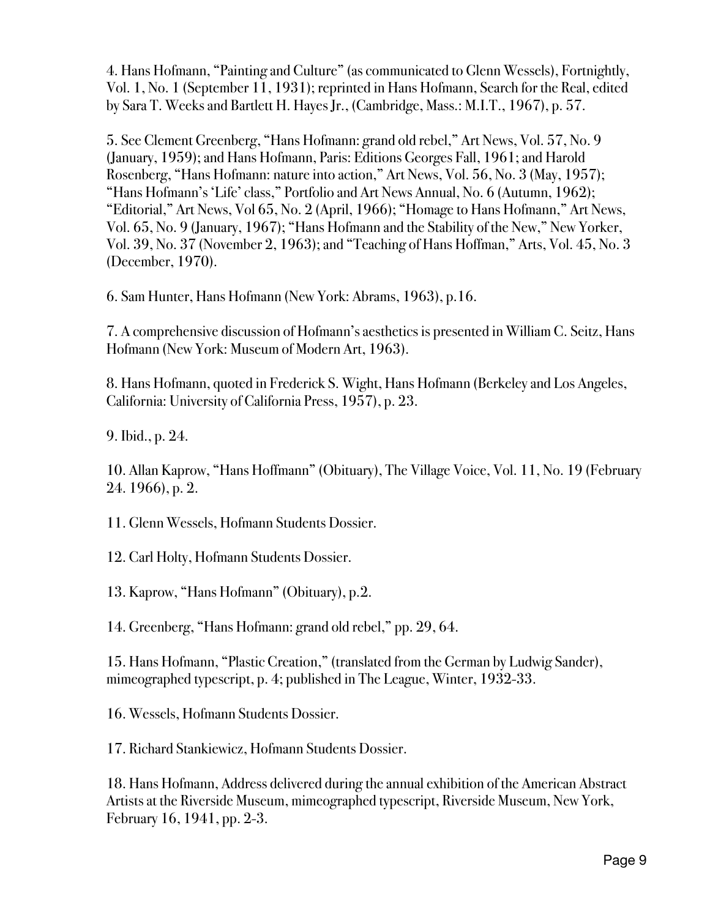4. Hans Hofmann, "Painting and Culture" (as communicated to Glenn Wessels), Fortnightly, Vol. 1, No. 1 (September 11, 1931); reprinted in Hans Hofmann, Search for the Real, edited by Sara T. Weeks and Bartlett H. Hayes Jr., (Cambridge, Mass.: M.I.T., 1967), p. 57.

5. See Clement Greenberg, "Hans Hofmann: grand old rebel," Art News, Vol. 57, No. 9 (January, 1959); and Hans Hofmann, Paris: Editions Georges Fall, 1961; and Harold Rosenberg, "Hans Hofmann: nature into action," Art News, Vol. 56, No. 3 (May, 1957); "Hans Hofmann's 'Life' class," Portfolio and Art News Annual, No. 6 (Autumn, 1962); "Editorial," Art News, Vol 65, No. 2 (April, 1966); "Homage to Hans Hofmann," Art News, Vol. 65, No. 9 (January, 1967); "Hans Hofmann and the Stability of the New," New Yorker, Vol. 39, No. 37 (November 2, 1963); and "Teaching of Hans Hoffman," Arts, Vol. 45, No. 3 (December, 1970).

6. Sam Hunter, Hans Hofmann (New York: Abrams, 1963), p.16.

7. A comprehensive discussion of Hofmann's aesthetics is presented in William C. Seitz, Hans Hofmann (New York: Museum of Modern Art, 1963).

8. Hans Hofmann, quoted in Frederick S. Wight, Hans Hofmann (Berkeley and Los Angeles, California: University of California Press, 1957), p. 23.

9. Ibid., p. 24.

10. Allan Kaprow, "Hans Hoffmann" (Obituary), The Village Voice, Vol. 11, No. 19 (February 24. 1966), p. 2.

11. Glenn Wessels, Hofmann Students Dossier.

12. Carl Holty, Hofmann Students Dossier.

13. Kaprow, "Hans Hofmann" (Obituary), p.2.

14. Greenberg, "Hans Hofmann: grand old rebel," pp. 29, 64.

15. Hans Hofmann, "Plastic Creation," (translated from the German by Ludwig Sander), mimeographed typescript, p. 4; published in The League, Winter, 1932-33.

16. Wessels, Hofmann Students Dossier.

17. Richard Stankiewicz, Hofmann Students Dossier.

18. Hans Hofmann, Address delivered during the annual exhibition of the American Abstract Artists at the Riverside Museum, mimeographed typescript, Riverside Museum, New York, February 16, 1941, pp. 2-3.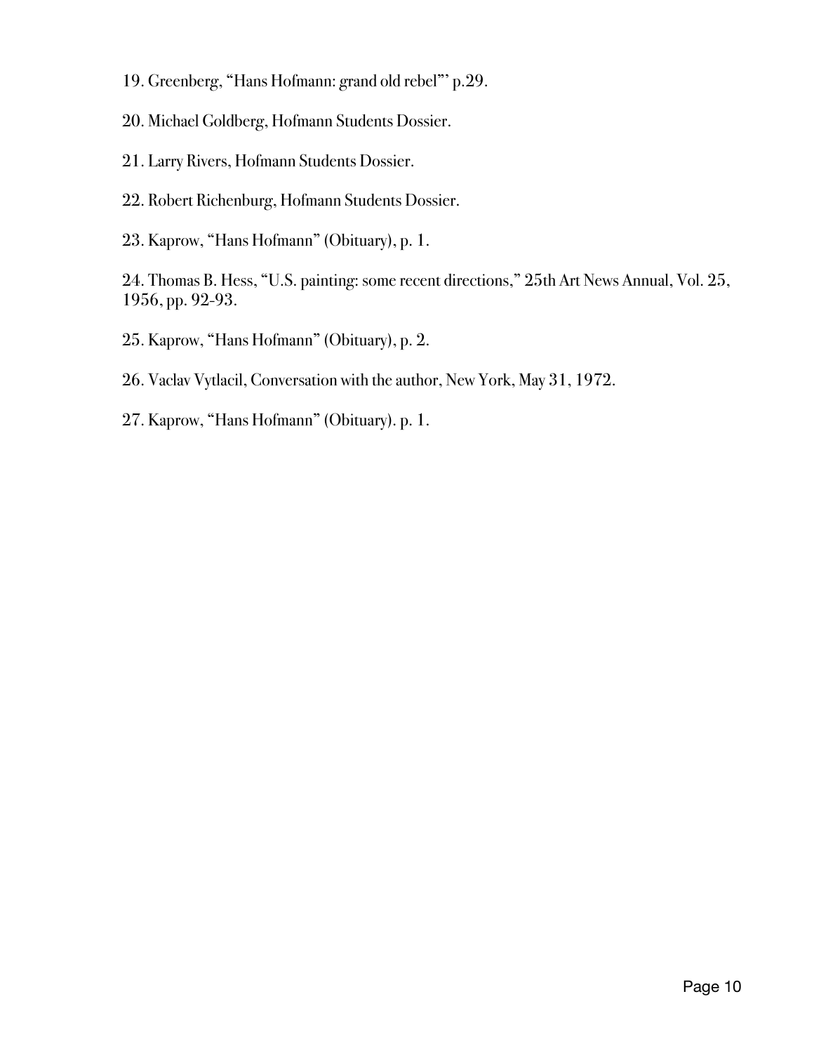19. Greenberg, “Hans Hofmann: grand old rebel”’ p.29.

20. Michael Goldberg, Hofmann Students Dossier.

21. Larry Rivers, Hofmann Students Dossier.

22. Robert Richenburg, Hofmann Students Dossier.

23. Kaprow, “Hans Hofmann” (Obituary), p. 1.

24. Thomas B. Hess, “U.S. painting: some recent directions,” 25th Art News Annual, Vol. 25, 1956, pp. 92-93.

25. Kaprow, “Hans Hofmann” (Obituary), p. 2.

26. Vaclav Vytlacil, Conversation with the author, New York, May 31, 1972.

27. Kaprow, “Hans Hofmann” (Obituary). p. 1.